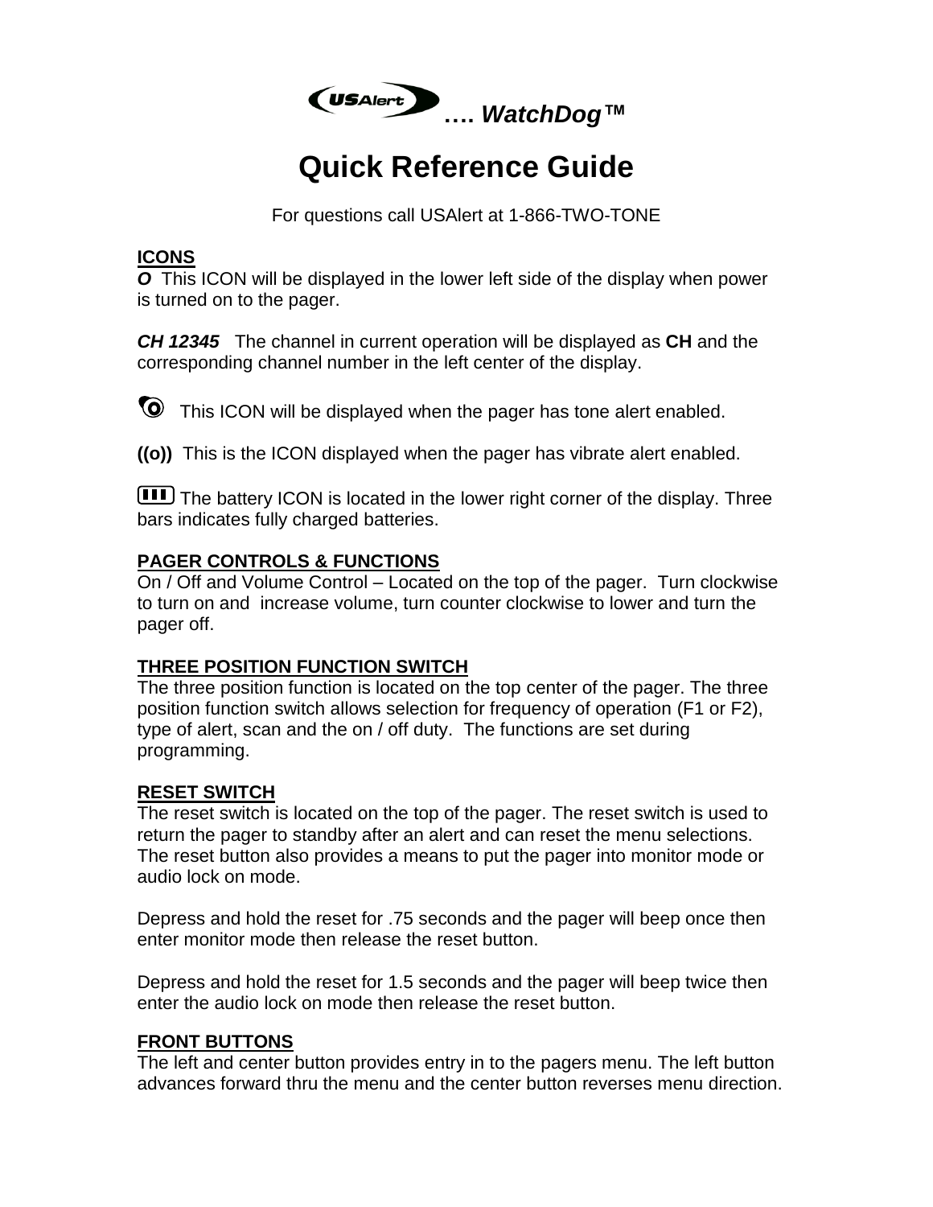# USAlert …. *WatchDog™*

# Quick Reference Guide

For questions call USAlert at 1-866-TWO-TONE

**ICONS**

***O*** This ICON will be displayed in the lower left side of the display when power is turned on to the pager.

***CH 12345*** The channel in current operation will be displayed as **CH** and the corresponding channel number in the left center of the display.

This ICON will be displayed when the pager has tone alert enabled.

**((o))** This is the ICON displayed when the pager has vibrate alert enabled.

The battery ICON is located in the lower right corner of the display. Three bars indicates fully charged batteries.

**PAGER CONTROLS & FUNCTIONS**

On / Off and Volume Control – Located on the top of the pager. Turn clockwise to turn on and increase volume, turn counter clockwise to lower and turn the pager off.

**THREE POSITION FUNCTION SWITCH**

The three position function is located on the top center of the pager. The three position function switch allows selection for frequency of operation (F1 or F2), type of alert, scan and the on / off duty. The functions are set during programming.

**RESET SWITCH**

The reset switch is located on the top of the pager. The reset switch is used to return the pager to standby after an alert and can reset the menu selections. The reset button also provides a means to put the pager into monitor mode or audio lock on mode.

Depress and hold the reset for .75 seconds and the pager will beep once then enter monitor mode then release the reset button.

Depress and hold the reset for 1.5 seconds and the pager will beep twice then enter the audio lock on mode then release the reset button.

**FRONT BUTTONS**

The left and center button provides entry in to the pagers menu. The left button advances forward thru the menu and the center button reverses menu direction.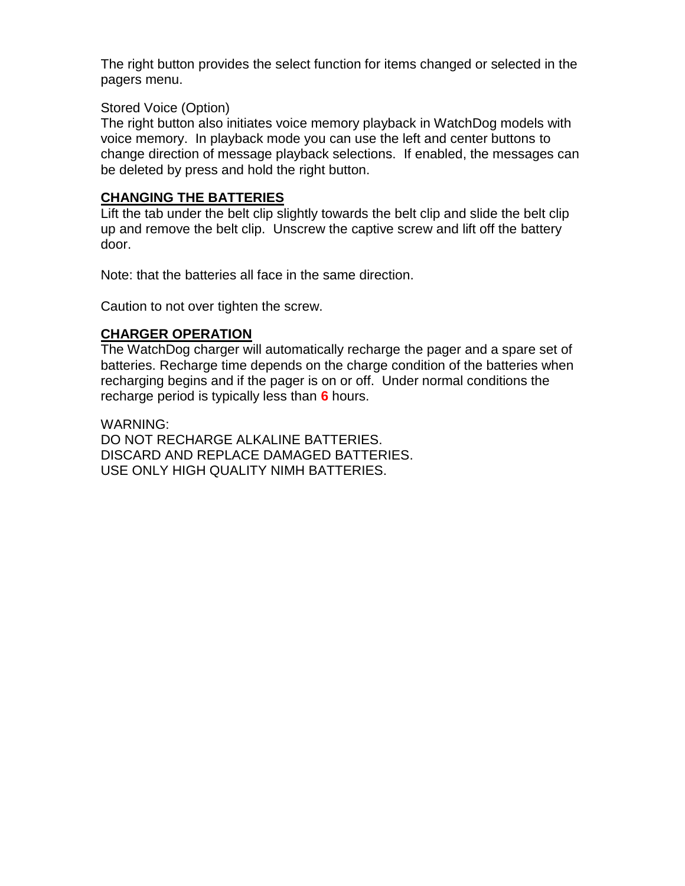The right button provides the select function for items changed or selected in the pagers menu.

Stored Voice (Option)
The right button also initiates voice memory playback in WatchDog models with voice memory. In playback mode you can use the left and center buttons to change direction of message playback selections. If enabled, the messages can be deleted by press and hold the right button.

## CHANGING THE BATTERIES

Lift the tab under the belt clip slightly towards the belt clip and slide the belt clip up and remove the belt clip. Unscrew the captive screw and lift off the battery door.

Note: that the batteries all face in the same direction.

Caution to not over tighten the screw.

## CHARGER OPERATION

The WatchDog charger will automatically recharge the pager and a spare set of batteries. Recharge time depends on the charge condition of the batteries when recharging begins and if the pager is on or off. Under normal conditions the recharge period is typically less than **6** hours.

WARNING:
DO NOT RECHARGE ALKALINE BATTERIES.
DISCARD AND REPLACE DAMAGED BATTERIES.
USE ONLY HIGH QUALITY NIMH BATTERIES.